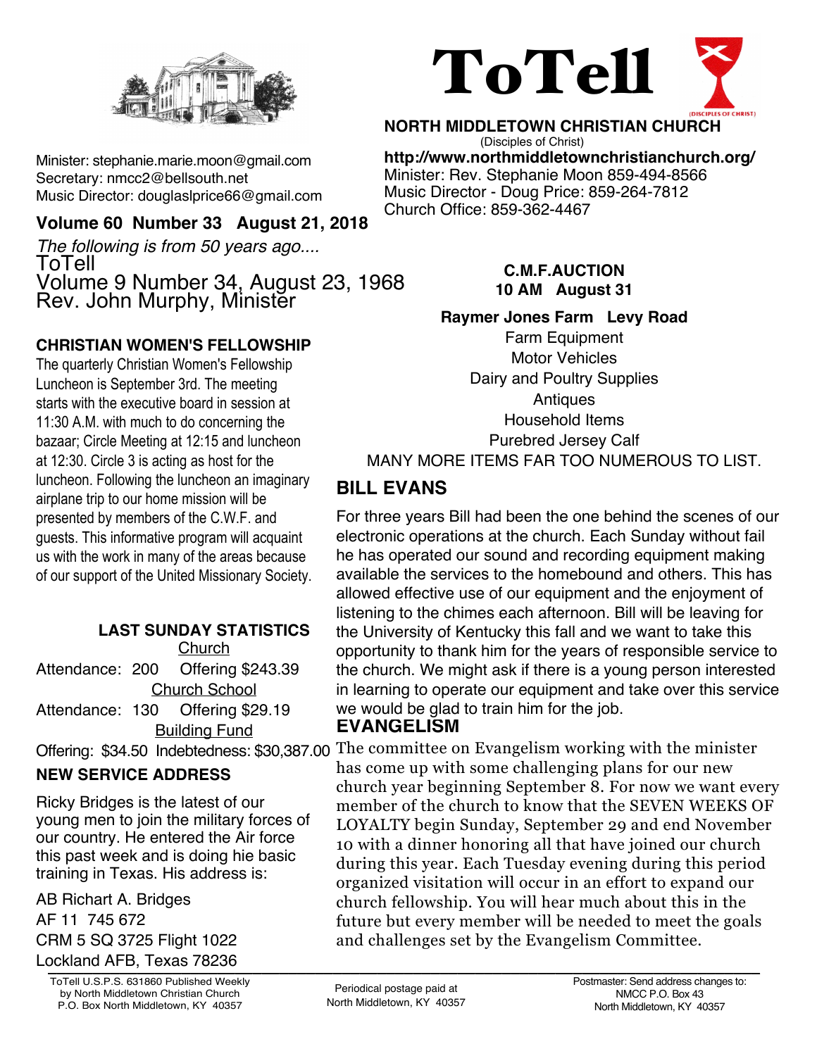# ToTell

**NORTH MIDDLETOWN CHRISTIAN CHURCH**
(Disciples of Christ)
**http://www.northmiddletownchristianchurch.org/**
Minister: Rev. Stephanie Moon 859-494-8566
Music Director - Doug Price: 859-264-7812
Church Office: 859-362-4467

Minister: stephanie.marie.moon@gmail.com
Secretary: nmcc2@bellsouth.net
Music Director: douglaslprice66@gmail.com

**Volume 60 Number 33 August 21, 2018**

*The following is from 50 years ago....*
ToTell
Volume 9 Number 34, August 23, 1968
Rev. John Murphy, Minister

## CHRISTIAN WOMEN'S FELLOWSHIP

The quarterly Christian Women's Fellowship Luncheon is September 3rd. The meeting starts with the executive board in session at 11:30 A.M. with much to do concerning the bazaar; Circle Meeting at 12:15 and luncheon at 12:30. Circle 3 is acting as host for the luncheon. Following the luncheon an imaginary airplane trip to our home mission will be presented by members of the C.W.F. and guests. This informative program will acquaint us with the work in many of the areas because of our support of the United Missionary Society.

## LAST SUNDAY STATISTICS

Church
Attendance: 200 Offering $243.39

Church School
Attendance: 130 Offering $29.19

Building Fund
Offering: $34.50 Indebtedness: $30,387.00

## NEW SERVICE ADDRESS

Ricky Bridges is the latest of our young men to join the military forces of our country. He entered the Air force this past week and is doing hie basic training in Texas. His address is:

AB Richart A. Bridges
AF 11 745 672
CRM 5 SQ 3725 Flight 1022
Lockland AFB, Texas 78236

## C.M.F.AUCTION

**10 AM August 31**

**Raymer Jones Farm Levy Road**

Farm Equipment
Motor Vehicles
Dairy and Poultry Supplies
Antiques
Household Items
Purebred Jersey Calf
MANY MORE ITEMS FAR TOO NUMEROUS TO LIST.

## BILL EVANS

For three years Bill had been the one behind the scenes of our electronic operations at the church. Each Sunday without fail he has operated our sound and recording equipment making available the services to the homebound and others. This has allowed effective use of our equipment and the enjoyment of listening to the chimes each afternoon. Bill will be leaving for the University of Kentucky this fall and we want to take this opportunity to thank him for the years of responsible service to the church. We might ask if there is a young person interested in learning to operate our equipment and take over this service we would be glad to train him for the job.

## EVANGELISM

The committee on Evangelism working with the minister has come up with some challenging plans for our new church year beginning September 8. For now we want every member of the church to know that the SEVEN WEEKS OF LOYALTY begin Sunday, September 29 and end November 10 with a dinner honoring all that have joined our church during this year. Each Tuesday evening during this period organized visitation will occur in an effort to expand our church fellowship. You will hear much about this in the future but every member will be needed to meet the goals and challenges set by the Evangelism Committee.

ToTell U.S.P.S. 631860 Published Weekly by North Middletown Christian Church P.O. Box North Middletown, KY 40357

Periodical postage paid at North Middletown, KY 40357

Postmaster: Send address changes to: NMCC P.O. Box 43 North Middletown, KY 40357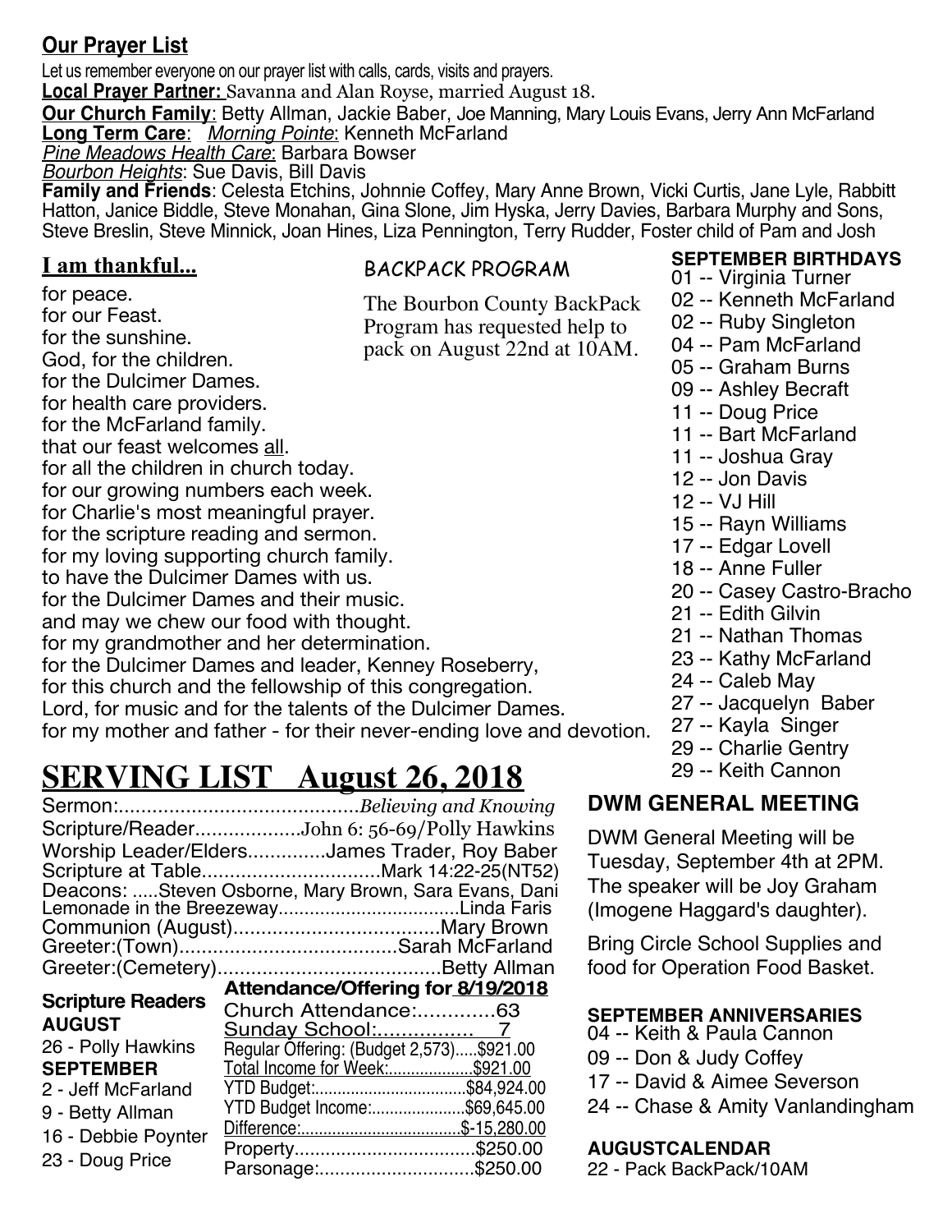## Our Prayer List

Let us remember everyone on our prayer list with calls, cards, visits and prayers.

**Local Prayer Partner:** Savanna and Alan Royse, married August 18.

**Our Church Family**: Betty Allman, Jackie Baber, Joe Manning, Mary Louis Evans, Jerry Ann McFarland

**Long Term Care**: *Morning Pointe*: Kenneth McFarland

*Pine Meadows Health Care*: Barbara Bowser

*Bourbon Heights*: Sue Davis, Bill Davis

**Family and Friends**: Celesta Etchins, Johnnie Coffey, Mary Anne Brown, Vicki Curtis, Jane Lyle, Rabbitt Hatton, Janice Biddle, Steve Monahan, Gina Slone, Jim Hyska, Jerry Davies, Barbara Murphy and Sons, Steve Breslin, Steve Minnick, Joan Hines, Liza Pennington, Terry Rudder, Foster child of Pam and Josh

## I am thankful...

for peace.
for our Feast.
for the sunshine.
God, for the children.
for the Dulcimer Dames.
for health care providers.
for the McFarland family.
that our feast welcomes all.
for all the children in church today.
for our growing numbers each week.
for Charlie's most meaningful prayer.
for the scripture reading and sermon.
for my loving supporting church family.
to have the Dulcimer Dames with us.
for the Dulcimer Dames and their music.
and may we chew our food with thought.
for my grandmother and her determination.
for the Dulcimer Dames and leader, Kenney Roseberry,
for this church and the fellowship of this congregation.
Lord, for music and for the talents of the Dulcimer Dames.
for my mother and father - for their never-ending love and devotion.

## BACKPACK PROGRAM

The Bourbon County BackPack Program has requested help to pack on August 22nd at 10AM.

## SEPTEMBER BIRTHDAYS

01 -- Virginia Turner
02 -- Kenneth McFarland
02 -- Ruby Singleton
04 -- Pam McFarland
05 -- Graham Burns
09 -- Ashley Becraft
11 -- Doug Price
11 -- Bart McFarland
11 -- Joshua Gray
12 -- Jon Davis
12 -- VJ Hill
15 -- Rayn Williams
17 -- Edgar Lovell
18 -- Anne Fuller
20 -- Casey Castro-Bracho
21 -- Edith Gilvin
21 -- Nathan Thomas
23 -- Kathy McFarland
24 -- Caleb May
27 -- Jacquelyn Baber
27 -- Kayla Singer
29 -- Charlie Gentry
29 -- Keith Cannon

# SERVING LIST August 26, 2018

Sermon:........................................*Believing and Knowing*
Scripture/Reader...................John 6: 56-69/Polly Hawkins
Worship Leader/Elders.............James Trader, Roy Baber
Scripture at Table................................Mark 14:22-25(NT52)
Deacons: .....Steven Osborne, Mary Brown, Sara Evans, Dani
Lemonade in the Breezeway..................................Linda Faris
Communion (August).....................................Mary Brown
Greeter:(Town).......................................Sarah McFarland
Greeter:(Cemetery)........................................Betty Allman

### Scripture Readers

**AUGUST**
26 - Polly Hawkins

**SEPTEMBER**
2 - Jeff McFarland
9 - Betty Allman
16 - Debbie Poynter
23 - Doug Price

### Attendance/Offering for 8/19/2018

Church Attendance:.............63
Sunday School:................ 7
Regular Offering: (Budget 2,573).....$921.00
Total Income for Week:...................$921.00
YTD Budget:..................................$84,924.00
YTD Budget Income:.....................$69,645.00
Difference:....................................$-15,280.00
Property..................................$250.00
Parsonage:.............................$250.00

## DWM GENERAL MEETING

DWM General Meeting will be Tuesday, September 4th at 2PM. The speaker will be Joy Graham (Imogene Haggard's daughter).

Bring Circle School Supplies and food for Operation Food Basket.

## SEPTEMBER ANNIVERSARIES

04 -- Keith & Paula Cannon
09 -- Don & Judy Coffey
17 -- David & Aimee Severson
24 -- Chase & Amity Vanlandingham

## AUGUSTCALENDAR

22 - Pack BackPack/10AM